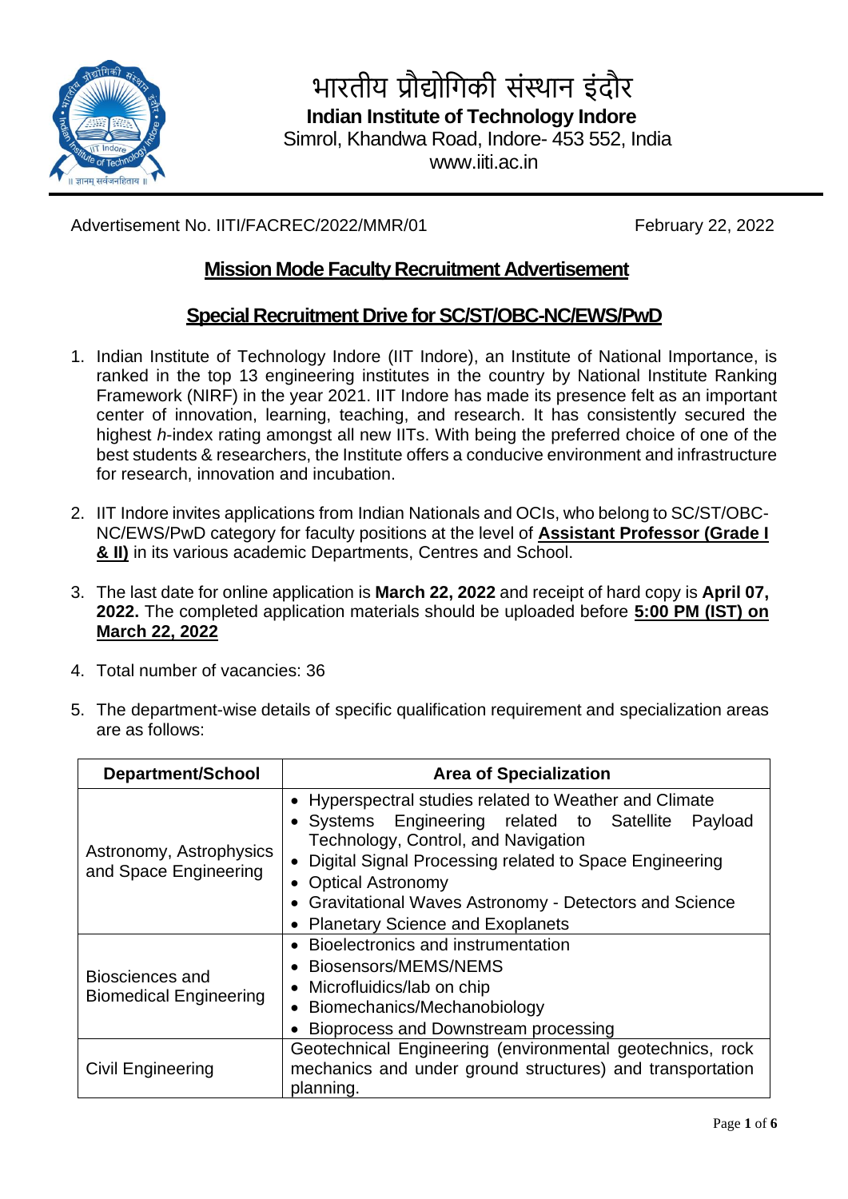# भारतीय प्रौद्योगिकी संस्थान इंदौर

**Indian Institute of Technology Indore**

Simrol, Khandwa Road, Indore- 453 552, India

www.iiti.ac.in

Advertisement No. IITI/FACREC/2022/MMR/01 February 22, 2022

## Mission Mode Faculty Recruitment Advertisement

## Special Recruitment Drive for SC/ST/OBC-NC/EWS/PwD

1. Indian Institute of Technology Indore (IIT Indore), an Institute of National Importance, is ranked in the top 13 engineering institutes in the country by National Institute Ranking Framework (NIRF) in the year 2021. IIT Indore has made its presence felt as an important center of innovation, learning, teaching, and research. It has consistently secured the highest *h*-index rating amongst all new IITs. With being the preferred choice of one of the best students & researchers, the Institute offers a conducive environment and infrastructure for research, innovation and incubation.

2. IIT Indore invites applications from Indian Nationals and OCIs, who belong to SC/ST/OBC-NC/EWS/PwD category for faculty positions at the level of **Assistant Professor (Grade I & II)** in its various academic Departments, Centres and School.

3. The last date for online application is **March 22, 2022** and receipt of hard copy is **April 07, 2022.** The completed application materials should be uploaded before **5:00 PM (IST) on March 22, 2022**

4. Total number of vacancies: 36

5. The department-wise details of specific qualification requirement and specialization areas are as follows:

| Department/School | Area of Specialization |
|---|---|
| Astronomy, Astrophysics and Space Engineering | • Hyperspectral studies related to Weather and Climate<br>• Systems Engineering related to Satellite Payload Technology, Control, and Navigation<br>• Digital Signal Processing related to Space Engineering<br>• Optical Astronomy<br>• Gravitational Waves Astronomy - Detectors and Science<br>• Planetary Science and Exoplanets |
| Biosciences and Biomedical Engineering | • Bioelectronics and instrumentation<br>• Biosensors/MEMS/NEMS<br>• Microfluidics/lab on chip<br>• Biomechanics/Mechanobiology<br>• Bioprocess and Downstream processing |
| Civil Engineering | Geotechnical Engineering (environmental geotechnics, rock mechanics and under ground structures) and transportation planning. |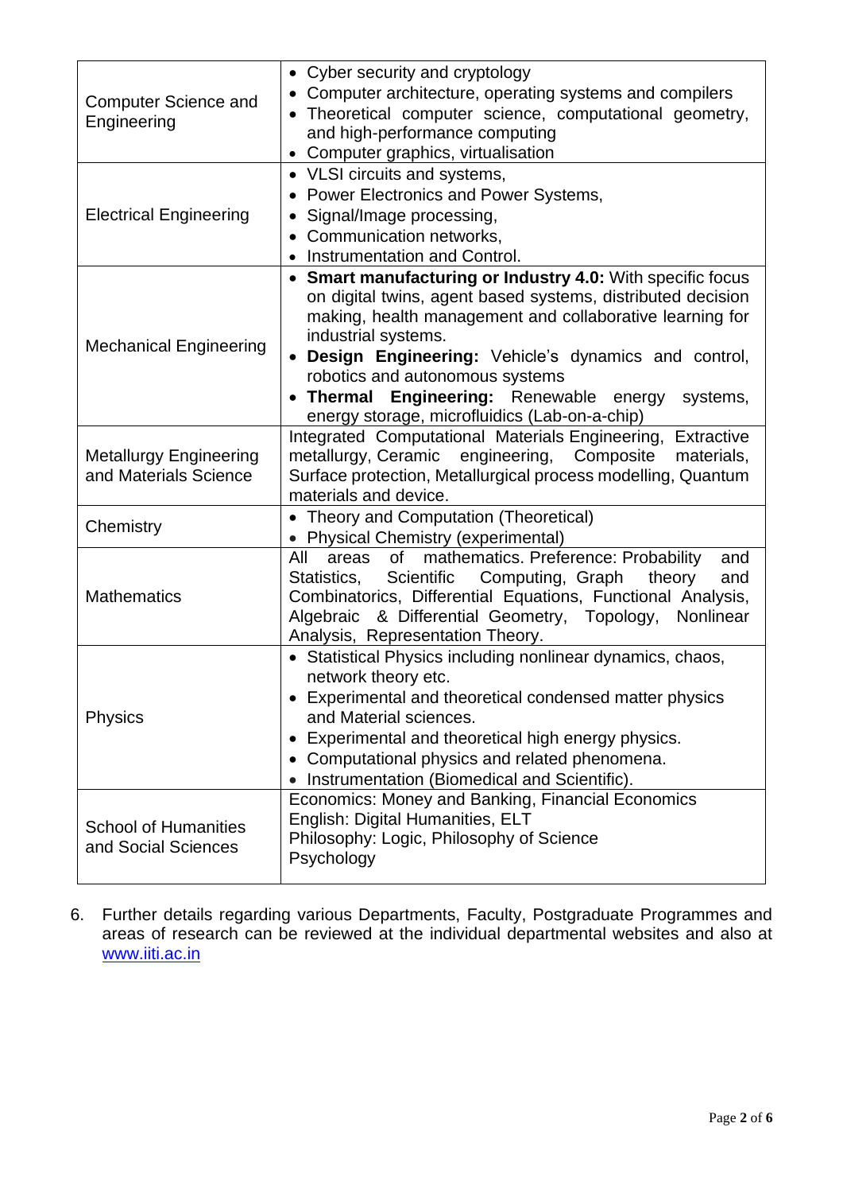| | |
|---|---|
| Computer Science and Engineering | • Cyber security and cryptology<br>• Computer architecture, operating systems and compilers<br>• Theoretical computer science, computational geometry, and high-performance computing<br>• Computer graphics, virtualisation |
| Electrical Engineering | • VLSI circuits and systems,<br>• Power Electronics and Power Systems,<br>• Signal/Image processing,<br>• Communication networks,<br>• Instrumentation and Control. |
| Mechanical Engineering | • **Smart manufacturing or Industry 4.0:** With specific focus on digital twins, agent based systems, distributed decision making, health management and collaborative learning for industrial systems.<br>• **Design Engineering:** Vehicle's dynamics and control, robotics and autonomous systems<br>• **Thermal Engineering:** Renewable energy systems, energy storage, microfluidics (Lab-on-a-chip) |
| Metallurgy Engineering and Materials Science | Integrated Computational Materials Engineering, Extractive metallurgy, Ceramic engineering, Composite materials, Surface protection, Metallurgical process modelling, Quantum materials and device. |
| Chemistry | • Theory and Computation (Theoretical)<br>• Physical Chemistry (experimental) |
| Mathematics | All areas of mathematics. Preference: Probability and Statistics, Scientific Computing, Graph theory and Combinatorics, Differential Equations, Functional Analysis, Algebraic & Differential Geometry, Topology, Nonlinear Analysis, Representation Theory. |
| Physics | • Statistical Physics including nonlinear dynamics, chaos, network theory etc.<br>• Experimental and theoretical condensed matter physics and Material sciences.<br>• Experimental and theoretical high energy physics.<br>• Computational physics and related phenomena.<br>• Instrumentation (Biomedical and Scientific). |
| School of Humanities and Social Sciences | Economics: Money and Banking, Financial Economics<br>English: Digital Humanities, ELT<br>Philosophy: Logic, Philosophy of Science<br>Psychology |

6. Further details regarding various Departments, Faculty, Postgraduate Programmes and areas of research can be reviewed at the individual departmental websites and also at www.iiti.ac.in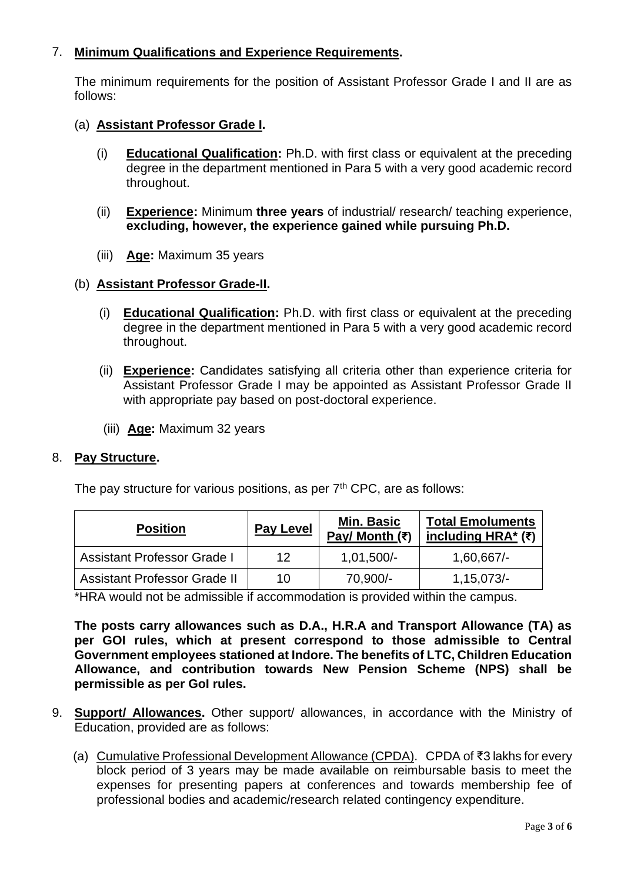7. **Minimum Qualifications and Experience Requirements.**

   The minimum requirements for the position of Assistant Professor Grade I and II are as follows:

   (a) **Assistant Professor Grade I.**

   (i) **Educational Qualification:** Ph.D. with first class or equivalent at the preceding degree in the department mentioned in Para 5 with a very good academic record throughout.

   (ii) **Experience:** Minimum **three years** of industrial/ research/ teaching experience, **excluding, however, the experience gained while pursuing Ph.D.**

   (iii) **Age:** Maximum 35 years

   (b) **Assistant Professor Grade-II.**

   (i) **Educational Qualification:** Ph.D. with first class or equivalent at the preceding degree in the department mentioned in Para 5 with a very good academic record throughout.

   (ii) **Experience:** Candidates satisfying all criteria other than experience criteria for Assistant Professor Grade I may be appointed as Assistant Professor Grade II with appropriate pay based on post-doctoral experience.

   (iii) **Age:** Maximum 32 years

8. **Pay Structure.**

   The pay structure for various positions, as per 7th CPC, are as follows:

| Position | Pay Level | Min. Basic Pay/ Month (₹) | Total Emoluments including HRA* (₹) |
|---|---|---|---|
| Assistant Professor Grade I | 12 | 1,01,500/- | 1,60,667/- |
| Assistant Professor Grade II | 10 | 70,900/- | 1,15,073/- |

*HRA would not be admissible if accommodation is provided within the campus.

**The posts carry allowances such as D.A., H.R.A and Transport Allowance (TA) as per GOI rules, which at present correspond to those admissible to Central Government employees stationed at Indore. The benefits of LTC, Children Education Allowance, and contribution towards New Pension Scheme (NPS) shall be permissible as per GoI rules.**

9. **Support/ Allowances.** Other support/ allowances, in accordance with the Ministry of Education, provided are as follows:

   (a) Cumulative Professional Development Allowance (CPDA). CPDA of ₹3 lakhs for every block period of 3 years may be made available on reimbursable basis to meet the expenses for presenting papers at conferences and towards membership fee of professional bodies and academic/research related contingency expenditure.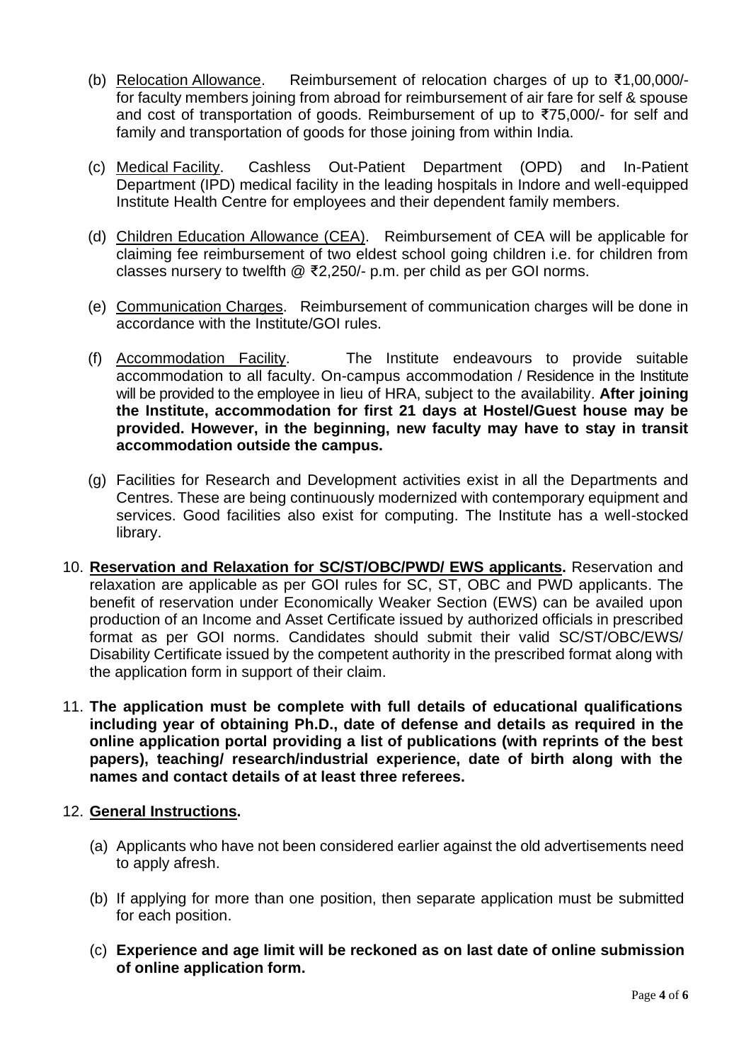(b) Relocation Allowance. Reimbursement of relocation charges of up to ₹1,00,000/- for faculty members joining from abroad for reimbursement of air fare for self & spouse and cost of transportation of goods. Reimbursement of up to ₹75,000/- for self and family and transportation of goods for those joining from within India.

(c) Medical Facility. Cashless Out-Patient Department (OPD) and In-Patient Department (IPD) medical facility in the leading hospitals in Indore and well-equipped Institute Health Centre for employees and their dependent family members.

(d) Children Education Allowance (CEA). Reimbursement of CEA will be applicable for claiming fee reimbursement of two eldest school going children i.e. for children from classes nursery to twelfth @ ₹2,250/- p.m. per child as per GOI norms.

(e) Communication Charges. Reimbursement of communication charges will be done in accordance with the Institute/GOI rules.

(f) Accommodation Facility. The Institute endeavours to provide suitable accommodation to all faculty. On-campus accommodation / Residence in the Institute will be provided to the employee in lieu of HRA, subject to the availability. **After joining the Institute, accommodation for first 21 days at Hostel/Guest house may be provided. However, in the beginning, new faculty may have to stay in transit accommodation outside the campus.**

(g) Facilities for Research and Development activities exist in all the Departments and Centres. These are being continuously modernized with contemporary equipment and services. Good facilities also exist for computing. The Institute has a well-stocked library.

10. **Reservation and Relaxation for SC/ST/OBC/PWD/ EWS applicants.** Reservation and relaxation are applicable as per GOI rules for SC, ST, OBC and PWD applicants. The benefit of reservation under Economically Weaker Section (EWS) can be availed upon production of an Income and Asset Certificate issued by authorized officials in prescribed format as per GOI norms. Candidates should submit their valid SC/ST/OBC/EWS/ Disability Certificate issued by the competent authority in the prescribed format along with the application form in support of their claim.

11. **The application must be complete with full details of educational qualifications including year of obtaining Ph.D., date of defense and details as required in the online application portal providing a list of publications (with reprints of the best papers), teaching/ research/industrial experience, date of birth along with the names and contact details of at least three referees.**

12. **General Instructions.**

(a) Applicants who have not been considered earlier against the old advertisements need to apply afresh.

(b) If applying for more than one position, then separate application must be submitted for each position.

(c) **Experience and age limit will be reckoned as on last date of online submission of online application form.**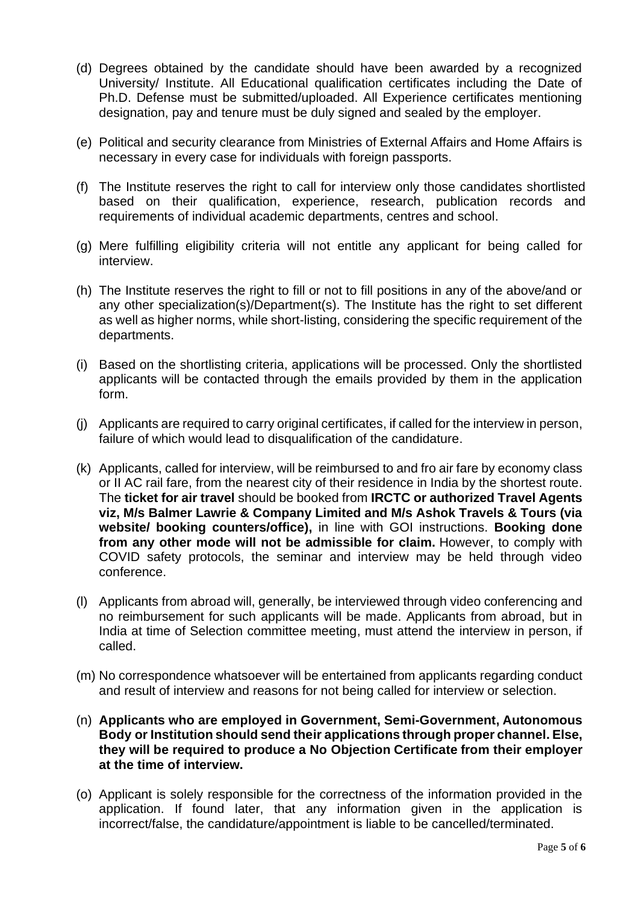(d) Degrees obtained by the candidate should have been awarded by a recognized University/ Institute. All Educational qualification certificates including the Date of Ph.D. Defense must be submitted/uploaded. All Experience certificates mentioning designation, pay and tenure must be duly signed and sealed by the employer.

(e) Political and security clearance from Ministries of External Affairs and Home Affairs is necessary in every case for individuals with foreign passports.

(f) The Institute reserves the right to call for interview only those candidates shortlisted based on their qualification, experience, research, publication records and requirements of individual academic departments, centres and school.

(g) Mere fulfilling eligibility criteria will not entitle any applicant for being called for interview.

(h) The Institute reserves the right to fill or not to fill positions in any of the above/and or any other specialization(s)/Department(s). The Institute has the right to set different as well as higher norms, while short-listing, considering the specific requirement of the departments.

(i) Based on the shortlisting criteria, applications will be processed. Only the shortlisted applicants will be contacted through the emails provided by them in the application form.

(j) Applicants are required to carry original certificates, if called for the interview in person, failure of which would lead to disqualification of the candidature.

(k) Applicants, called for interview, will be reimbursed to and fro air fare by economy class or II AC rail fare, from the nearest city of their residence in India by the shortest route. The **ticket for air travel** should be booked from **IRCTC or authorized Travel Agents viz, M/s Balmer Lawrie & Company Limited and M/s Ashok Travels & Tours (via website/ booking counters/office),** in line with GOI instructions. **Booking done from any other mode will not be admissible for claim.** However, to comply with COVID safety protocols, the seminar and interview may be held through video conference.

(l) Applicants from abroad will, generally, be interviewed through video conferencing and no reimbursement for such applicants will be made. Applicants from abroad, but in India at time of Selection committee meeting, must attend the interview in person, if called.

(m) No correspondence whatsoever will be entertained from applicants regarding conduct and result of interview and reasons for not being called for interview or selection.

(n) **Applicants who are employed in Government, Semi-Government, Autonomous Body or Institution should send their applications through proper channel. Else, they will be required to produce a No Objection Certificate from their employer at the time of interview.**

(o) Applicant is solely responsible for the correctness of the information provided in the application. If found later, that any information given in the application is incorrect/false, the candidature/appointment is liable to be cancelled/terminated.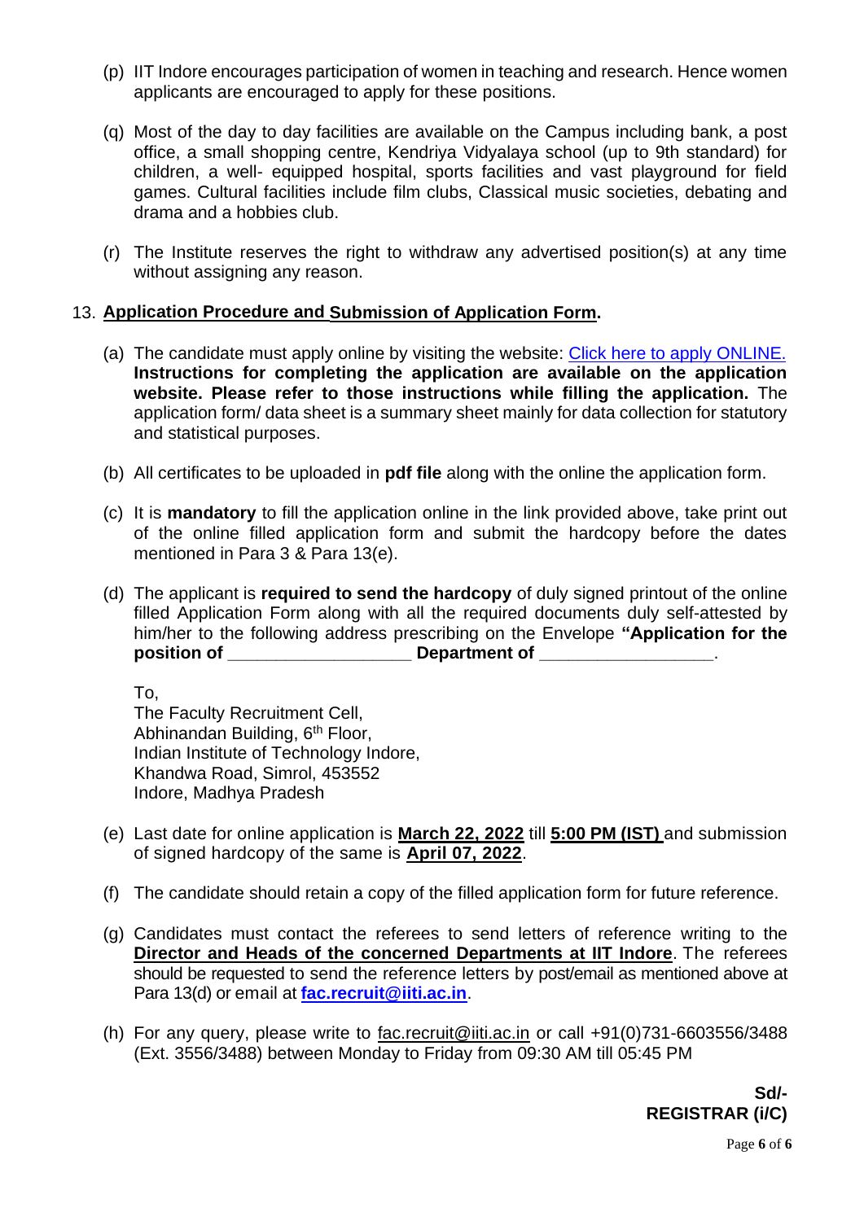(p) IIT Indore encourages participation of women in teaching and research. Hence women applicants are encouraged to apply for these positions.

(q) Most of the day to day facilities are available on the Campus including bank, a post office, a small shopping centre, Kendriya Vidyalaya school (up to 9th standard) for children, a well- equipped hospital, sports facilities and vast playground for field games. Cultural facilities include film clubs, Classical music societies, debating and drama and a hobbies club.

(r) The Institute reserves the right to withdraw any advertised position(s) at any time without assigning any reason.

13. **Application Procedure and Submission of Application Form.**

(a) The candidate must apply online by visiting the website: Click here to apply ONLINE. **Instructions for completing the application are available on the application website. Please refer to those instructions while filling the application.** The application form/ data sheet is a summary sheet mainly for data collection for statutory and statistical purposes.

(b) All certificates to be uploaded in **pdf file** along with the online the application form.

(c) It is **mandatory** to fill the application online in the link provided above, take print out of the online filled application form and submit the hardcopy before the dates mentioned in Para 3 & Para 13(e).

(d) The applicant is **required to send the hardcopy** of duly signed printout of the online filled Application Form along with all the required documents duly self-attested by him/her to the following address prescribing on the Envelope **"Application for the position of ___________________ Department of __________________**.

To,
The Faculty Recruitment Cell,
Abhinandan Building, 6th Floor,
Indian Institute of Technology Indore,
Khandwa Road, Simrol, 453552
Indore, Madhya Pradesh

(e) Last date for online application is **March 22, 2022** till **5:00 PM (IST)** and submission of signed hardcopy of the same is **April 07, 2022**.

(f) The candidate should retain a copy of the filled application form for future reference.

(g) Candidates must contact the referees to send letters of reference writing to the **Director and Heads of the concerned Departments at IIT Indore**. The referees should be requested to send the reference letters by post/email as mentioned above at Para 13(d) or email at **fac.recruit@iiti.ac.in**.

(h) For any query, please write to fac.recruit@iiti.ac.in or call +91(0)731-6603556/3488 (Ext. 3556/3488) between Monday to Friday from 09:30 AM till 05:45 PM

**Sd/-**
**REGISTRAR (i/C)**